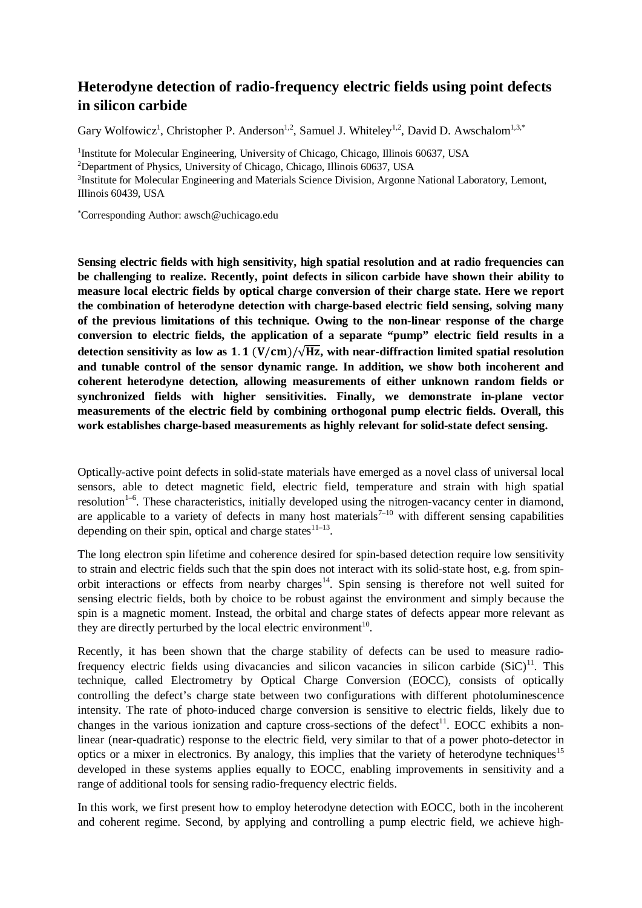# Heterodyne detection of radio-frequency electric fields using point defects in silicon carbide

Gary Wolfowicz[1], Christopher P. Anderson[1,2], Samuel J. Whiteley[1,2], David D. Awschalom[1,3,*]

[1]Institute for Molecular Engineering, University of Chicago, Chicago, Illinois 60637, USA

[2]Department of Physics, University of Chicago, Chicago, Illinois 60637, USA

[3]Institute for Molecular Engineering and Materials Science Division, Argonne National Laboratory, Lemont, Illinois 60439, USA

[*]Corresponding Author: awsch@uchicago.edu

**Sensing electric fields with high sensitivity, high spatial resolution and at radio frequencies can be challenging to realize. Recently, point defects in silicon carbide have shown their ability to measure local electric fields by optical charge conversion of their charge state. Here we report the combination of heterodyne detection with charge-based electric field sensing, solving many of the previous limitations of this technique. Owing to the non-linear response of the charge conversion to electric fields, the application of a separate "pump" electric field results in a detection sensitivity as low as $\mathbf{1.1\ (V/cm)/\sqrt{Hz}}$, with near-diffraction limited spatial resolution and tunable control of the sensor dynamic range. In addition, we show both incoherent and coherent heterodyne detection, allowing measurements of either unknown random fields or synchronized fields with higher sensitivities. Finally, we demonstrate in-plane vector measurements of the electric field by combining orthogonal pump electric fields. Overall, this work establishes charge-based measurements as highly relevant for solid-state defect sensing.**

Optically-active point defects in solid-state materials have emerged as a novel class of universal local sensors, able to detect magnetic field, electric field, temperature and strain with high spatial resolution[1–6]. These characteristics, initially developed using the nitrogen-vacancy center in diamond, are applicable to a variety of defects in many host materials[7–10] with different sensing capabilities depending on their spin, optical and charge states[11–13].

The long electron spin lifetime and coherence desired for spin-based detection require low sensitivity to strain and electric fields such that the spin does not interact with its solid-state host, e.g. from spin-orbit interactions or effects from nearby charges[14]. Spin sensing is therefore not well suited for sensing electric fields, both by choice to be robust against the environment and simply because the spin is a magnetic moment. Instead, the orbital and charge states of defects appear more relevant as they are directly perturbed by the local electric environment[10].

Recently, it has been shown that the charge stability of defects can be used to measure radio-frequency electric fields using divacancies and silicon vacancies in silicon carbide (SiC)[11]. This technique, called Electrometry by Optical Charge Conversion (EOCC), consists of optically controlling the defect's charge state between two configurations with different photoluminescence intensity. The rate of photo-induced charge conversion is sensitive to electric fields, likely due to changes in the various ionization and capture cross-sections of the defect[11]. EOCC exhibits a non-linear (near-quadratic) response to the electric field, very similar to that of a power photo-detector in optics or a mixer in electronics. By analogy, this implies that the variety of heterodyne techniques[15] developed in these systems applies equally to EOCC, enabling improvements in sensitivity and a range of additional tools for sensing radio-frequency electric fields.

In this work, we first present how to employ heterodyne detection with EOCC, both in the incoherent and coherent regime. Second, by applying and controlling a pump electric field, we achieve high-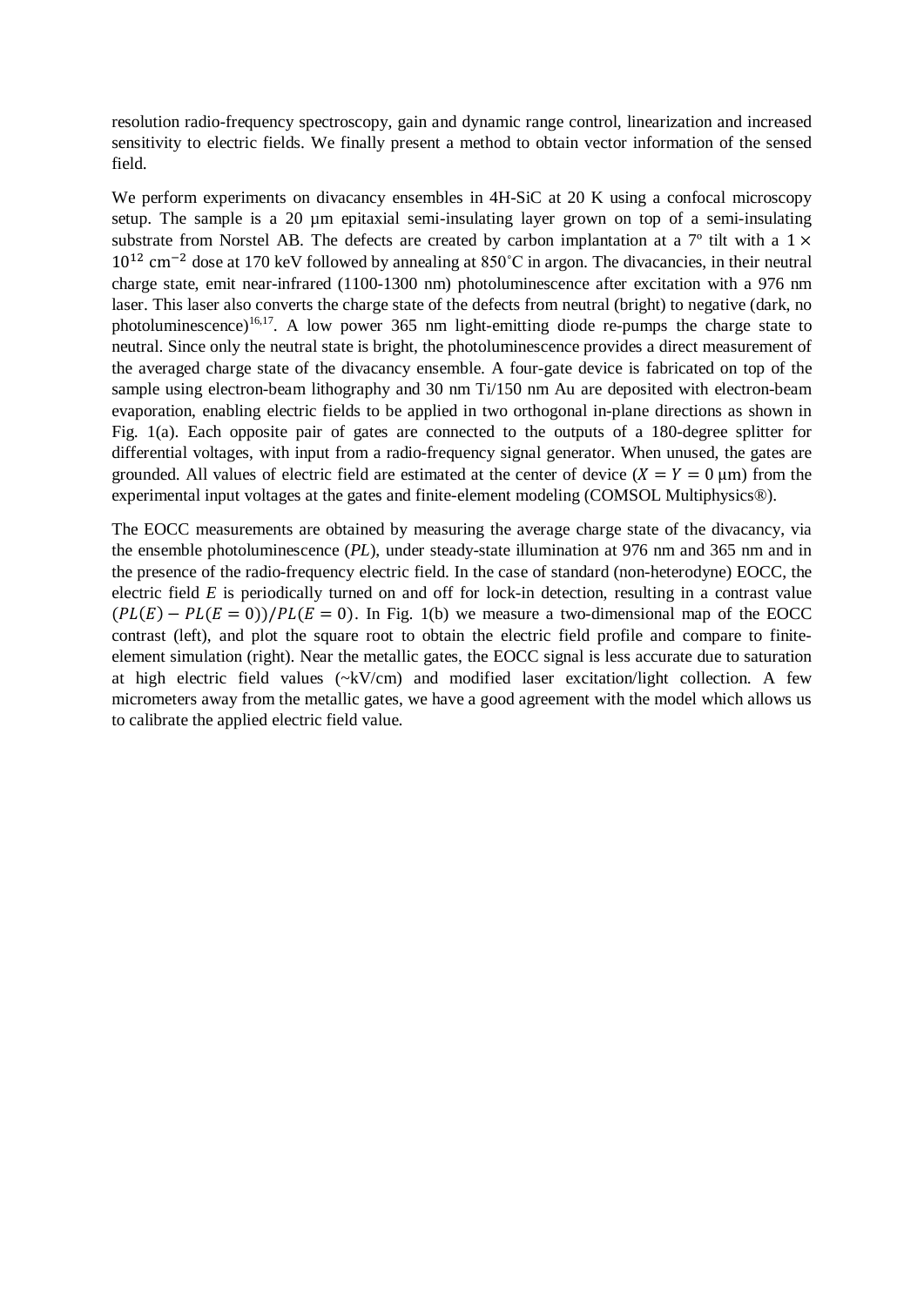resolution radio-frequency spectroscopy, gain and dynamic range control, linearization and increased sensitivity to electric fields. We finally present a method to obtain vector information of the sensed field.

We perform experiments on divacancy ensembles in 4H-SiC at 20 K using a confocal microscopy setup. The sample is a 20 µm epitaxial semi-insulating layer grown on top of a semi-insulating substrate from Norstel AB. The defects are created by carbon implantation at a 7º tilt with a $1 \times 10^{12}$ $\mathrm{cm}^{-2}$ dose at 170 keV followed by annealing at 850˚C in argon. The divacancies, in their neutral charge state, emit near-infrared (1100-1300 nm) photoluminescence after excitation with a 976 nm laser. This laser also converts the charge state of the defects from neutral (bright) to negative (dark, no photoluminescence)[16,17]. A low power 365 nm light-emitting diode re-pumps the charge state to neutral. Since only the neutral state is bright, the photoluminescence provides a direct measurement of the averaged charge state of the divacancy ensemble. A four-gate device is fabricated on top of the sample using electron-beam lithography and 30 nm Ti/150 nm Au are deposited with electron-beam evaporation, enabling electric fields to be applied in two orthogonal in-plane directions as shown in Fig. 1(a). Each opposite pair of gates are connected to the outputs of a 180-degree splitter for differential voltages, with input from a radio-frequency signal generator. When unused, the gates are grounded. All values of electric field are estimated at the center of device ($X = Y = 0$ µm) from the experimental input voltages at the gates and finite-element modeling (COMSOL Multiphysics®).

The EOCC measurements are obtained by measuring the average charge state of the divacancy, via the ensemble photoluminescence ($PL$), under steady-state illumination at 976 nm and 365 nm and in the presence of the radio-frequency electric field. In the case of standard (non-heterodyne) EOCC, the electric field $E$ is periodically turned on and off for lock-in detection, resulting in a contrast value $(PL(E) - PL(E = 0))/PL(E = 0)$. In Fig. 1(b) we measure a two-dimensional map of the EOCC contrast (left), and plot the square root to obtain the electric field profile and compare to finite-element simulation (right). Near the metallic gates, the EOCC signal is less accurate due to saturation at high electric field values (~kV/cm) and modified laser excitation/light collection. A few micrometers away from the metallic gates, we have a good agreement with the model which allows us to calibrate the applied electric field value.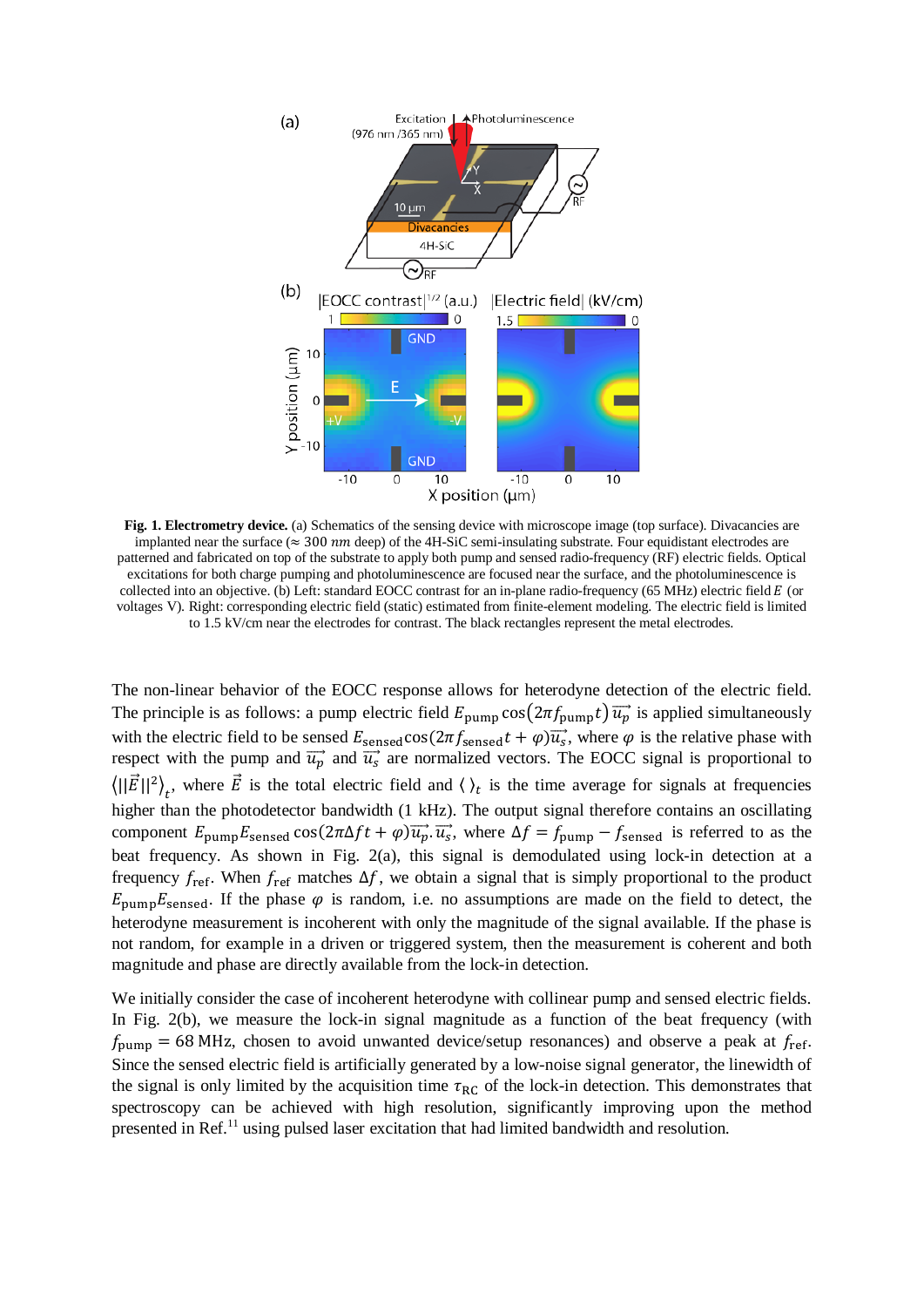**Fig. 1. Electrometry device.** (a) Schematics of the sensing device with microscope image (top surface). Divacancies are implanted near the surface (≈ 300 *nm* deep) of the 4H-SiC semi-insulating substrate. Four equidistant electrodes are patterned and fabricated on top of the substrate to apply both pump and sensed radio-frequency (RF) electric fields. Optical excitations for both charge pumping and photoluminescence are focused near the surface, and the photoluminescence is collected into an objective. (b) Left: standard EOCC contrast for an in-plane radio-frequency (65 MHz) electric field $E$ (or voltages V). Right: corresponding electric field (static) estimated from finite-element modeling. The electric field is limited to 1.5 kV/cm near the electrodes for contrast. The black rectangles represent the metal electrodes.

The non-linear behavior of the EOCC response allows for heterodyne detection of the electric field. The principle is as follows: a pump electric field $E_{\text{pump}}\cos(2\pi f_{\text{pump}}t)\,\overrightarrow{u_p}$ is applied simultaneously with the electric field to be sensed $E_{\text{sensed}}\cos(2\pi f_{\text{sensed}}t+\varphi)\overrightarrow{u_s}$, where $\varphi$ is the relative phase with respect with the pump and $\overrightarrow{u_p}$ and $\overrightarrow{u_s}$ are normalized vectors. The EOCC signal is proportional to $\langle\|\vec{E}\|^2\rangle_t$, where $\vec{E}$ is the total electric field and $\langle\,\rangle_t$ is the time average for signals at frequencies higher than the photodetector bandwidth (1 kHz). The output signal therefore contains an oscillating component $E_{\text{pump}}E_{\text{sensed}}\cos(2\pi\Delta f t+\varphi)\overrightarrow{u_p}.\overrightarrow{u_s}$, where $\Delta f = f_{\text{pump}} - f_{\text{sensed}}$ is referred to as the beat frequency. As shown in Fig. 2(a), this signal is demodulated using lock-in detection at a frequency $f_{\text{ref}}$. When $f_{\text{ref}}$ matches $\Delta f$, we obtain a signal that is simply proportional to the product $E_{\text{pump}}E_{\text{sensed}}$. If the phase $\varphi$ is random, i.e. no assumptions are made on the field to detect, the heterodyne measurement is incoherent with only the magnitude of the signal available. If the phase is not random, for example in a driven or triggered system, then the measurement is coherent and both magnitude and phase are directly available from the lock-in detection.

We initially consider the case of incoherent heterodyne with collinear pump and sensed electric fields. In Fig. 2(b), we measure the lock-in signal magnitude as a function of the beat frequency (with $f_{\text{pump}} = 68$ MHz, chosen to avoid unwanted device/setup resonances) and observe a peak at $f_{\text{ref}}$. Since the sensed electric field is artificially generated by a low-noise signal generator, the linewidth of the signal is only limited by the acquisition time $\tau_{\text{RC}}$ of the lock-in detection. This demonstrates that spectroscopy can be achieved with high resolution, significantly improving upon the method presented in Ref.[11] using pulsed laser excitation that had limited bandwidth and resolution.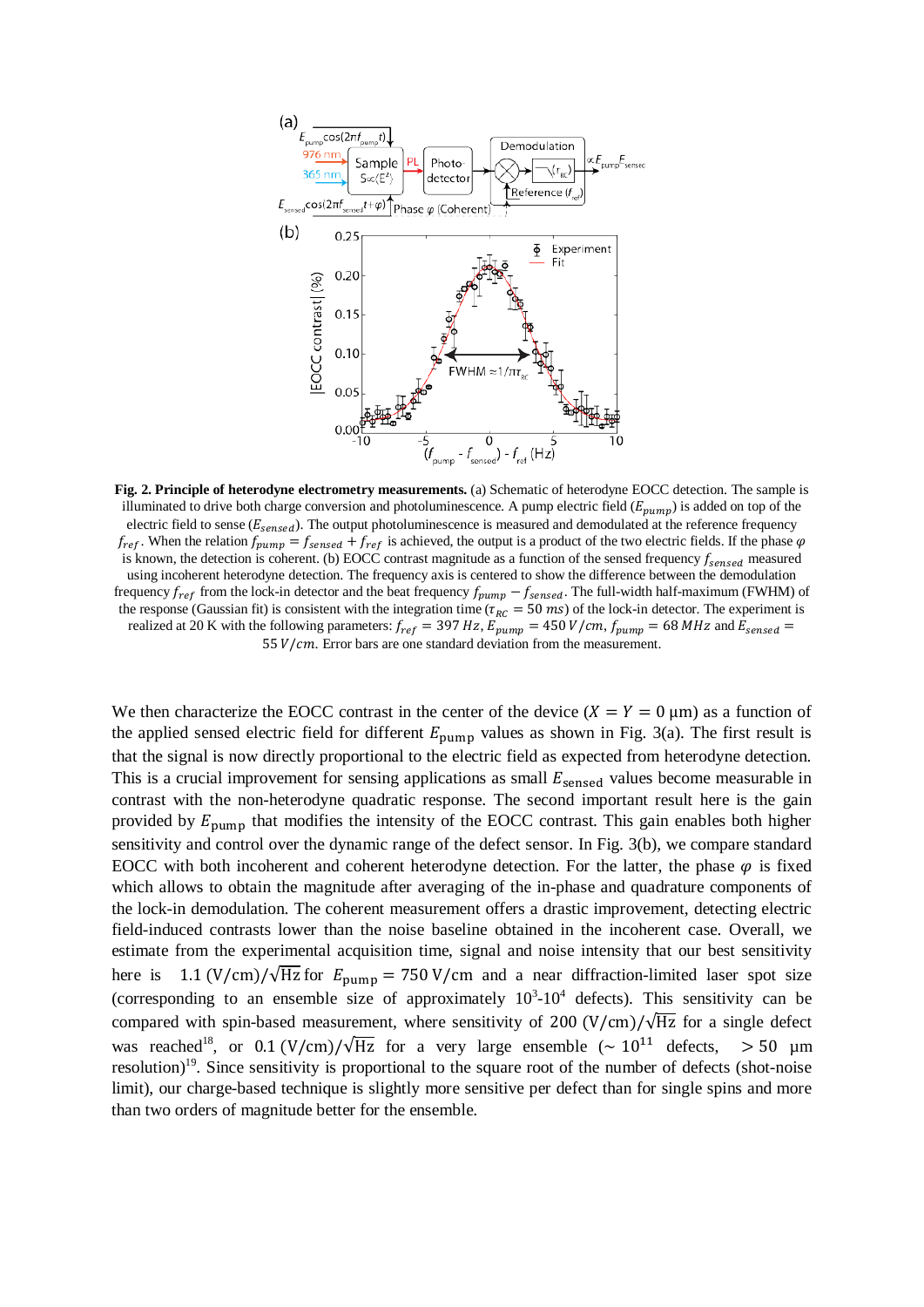**Fig. 2. Principle of heterodyne electrometry measurements.** (a) Schematic of heterodyne EOCC detection. The sample is illuminated to drive both charge conversion and photoluminescence. A pump electric field ($E_{pump}$) is added on top of the electric field to sense ($E_{sensed}$). The output photoluminescence is measured and demodulated at the reference frequency $f_{ref}$. When the relation $f_{pump} = f_{sensed} + f_{ref}$ is achieved, the output is a product of the two electric fields. If the phase $\varphi$ is known, the detection is coherent. (b) EOCC contrast magnitude as a function of the sensed frequency $f_{sensed}$ measured using incoherent heterodyne detection. The frequency axis is centered to show the difference between the demodulation frequency $f_{ref}$ from the lock-in detector and the beat frequency $f_{pump} - f_{sensed}$. The full-width half-maximum (FWHM) of the response (Gaussian fit) is consistent with the integration time ($\tau_{RC} = 50\ ms$) of the lock-in detector. The experiment is realized at 20 K with the following parameters: $f_{ref} = 397\ Hz$, $E_{pump} = 450\ V/cm$, $f_{pump} = 68\ MHz$ and $E_{sensed} = 55\ V/cm$. Error bars are one standard deviation from the measurement.

We then characterize the EOCC contrast in the center of the device ($X = Y = 0$ µm) as a function of the applied sensed electric field for different $E_{\mathrm{pump}}$ values as shown in Fig. 3(a). The first result is that the signal is now directly proportional to the electric field as expected from heterodyne detection. This is a crucial improvement for sensing applications as small $E_{\mathrm{sensed}}$ values become measurable in contrast with the non-heterodyne quadratic response. The second important result here is the gain provided by $E_{\mathrm{pump}}$ that modifies the intensity of the EOCC contrast. This gain enables both higher sensitivity and control over the dynamic range of the defect sensor. In Fig. 3(b), we compare standard EOCC with both incoherent and coherent heterodyne detection. For the latter, the phase $\varphi$ is fixed which allows to obtain the magnitude after averaging of the in-phase and quadrature components of the lock-in demodulation. The coherent measurement offers a drastic improvement, detecting electric field-induced contrasts lower than the noise baseline obtained in the incoherent case. Overall, we estimate from the experimental acquisition time, signal and noise intensity that our best sensitivity here is $1.1\ (\mathrm{V/cm})/\sqrt{\mathrm{Hz}}$ for $E_{\mathrm{pump}} = 750\ \mathrm{V/cm}$ and a near diffraction-limited laser spot size (corresponding to an ensemble size of approximately $10^3$-$10^4$ defects). This sensitivity can be compared with spin-based measurement, where sensitivity of $200\ (\mathrm{V/cm})/\sqrt{\mathrm{Hz}}$ for a single defect was reached[18], or $0.1\ (\mathrm{V/cm})/\sqrt{\mathrm{Hz}}$ for a very large ensemble ($\sim 10^{11}$ defects, $> 50$ µm resolution)[19]. Since sensitivity is proportional to the square root of the number of defects (shot-noise limit), our charge-based technique is slightly more sensitive per defect than for single spins and more than two orders of magnitude better for the ensemble.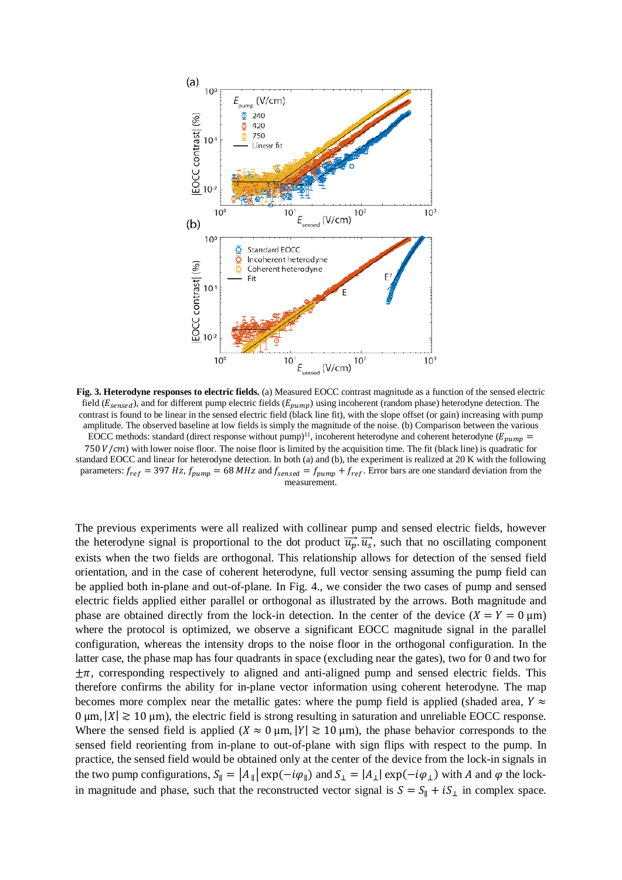**Fig. 3. Heterodyne responses to electric fields.** (a) Measured EOCC contrast magnitude as a function of the sensed electric field ($E_{sensed}$), and for different pump electric fields ($E_{pump}$) using incoherent (random phase) heterodyne detection. The contrast is found to be linear in the sensed electric field (black line fit), with the slope offset (or gain) increasing with pump amplitude. The observed baseline at low fields is simply the magnitude of the noise. (b) Comparison between the various EOCC methods: standard (direct response without pump)[11], incoherent heterodyne and coherent heterodyne ($E_{pump} = 750\, V/cm$) with lower noise floor. The noise floor is limited by the acquisition time. The fit (black line) is quadratic for standard EOCC and linear for heterodyne detection. In both (a) and (b), the experiment is realized at 20 K with the following parameters: $f_{ref} = 397\, Hz$, $f_{pump} = 68\, MHz$ and $f_{sensed} = f_{pump} + f_{ref}$. Error bars are one standard deviation from the measurement.

The previous experiments were all realized with collinear pump and sensed electric fields, however the heterodyne signal is proportional to the dot product $\vec{u_p}.\vec{u_s}$, such that no oscillating component exists when the two fields are orthogonal. This relationship allows for detection of the sensed field orientation, and in the case of coherent heterodyne, full vector sensing assuming the pump field can be applied both in-plane and out-of-plane. In Fig. 4., we consider the two cases of pump and sensed electric fields applied either parallel or orthogonal as illustrated by the arrows. Both magnitude and phase are obtained directly from the lock-in detection. In the center of the device ($X = Y = 0$ µm) where the protocol is optimized, we observe a significant EOCC magnitude signal in the parallel configuration, whereas the intensity drops to the noise floor in the orthogonal configuration. In the latter case, the phase map has four quadrants in space (excluding near the gates), two for 0 and two for $\pm\pi$, corresponding respectively to aligned and anti-aligned pump and sensed electric fields. This therefore confirms the ability for in-plane vector information using coherent heterodyne. The map becomes more complex near the metallic gates: where the pump field is applied (shaded area, $Y \approx 0$ µm, $|X| \gtrsim 10$ µm), the electric field is strong resulting in saturation and unreliable EOCC response. Where the sensed field is applied ($X \approx 0$ µm, $|Y| \gtrsim 10$ µm), the phase behavior corresponds to the sensed field reorienting from in-plane to out-of-plane with sign flips with respect to the pump. In practice, the sensed field would be obtained only at the center of the device from the lock-in signals in the two pump configurations, $S_{\parallel} = |A_{\parallel}| \exp(-i\varphi_{\parallel})$ and $S_{\perp} = |A_{\perp}| \exp(-i\varphi_{\perp})$ with $A$ and $\varphi$ the lock-in magnitude and phase, such that the reconstructed vector signal is $S = S_{\parallel} + iS_{\perp}$ in complex space.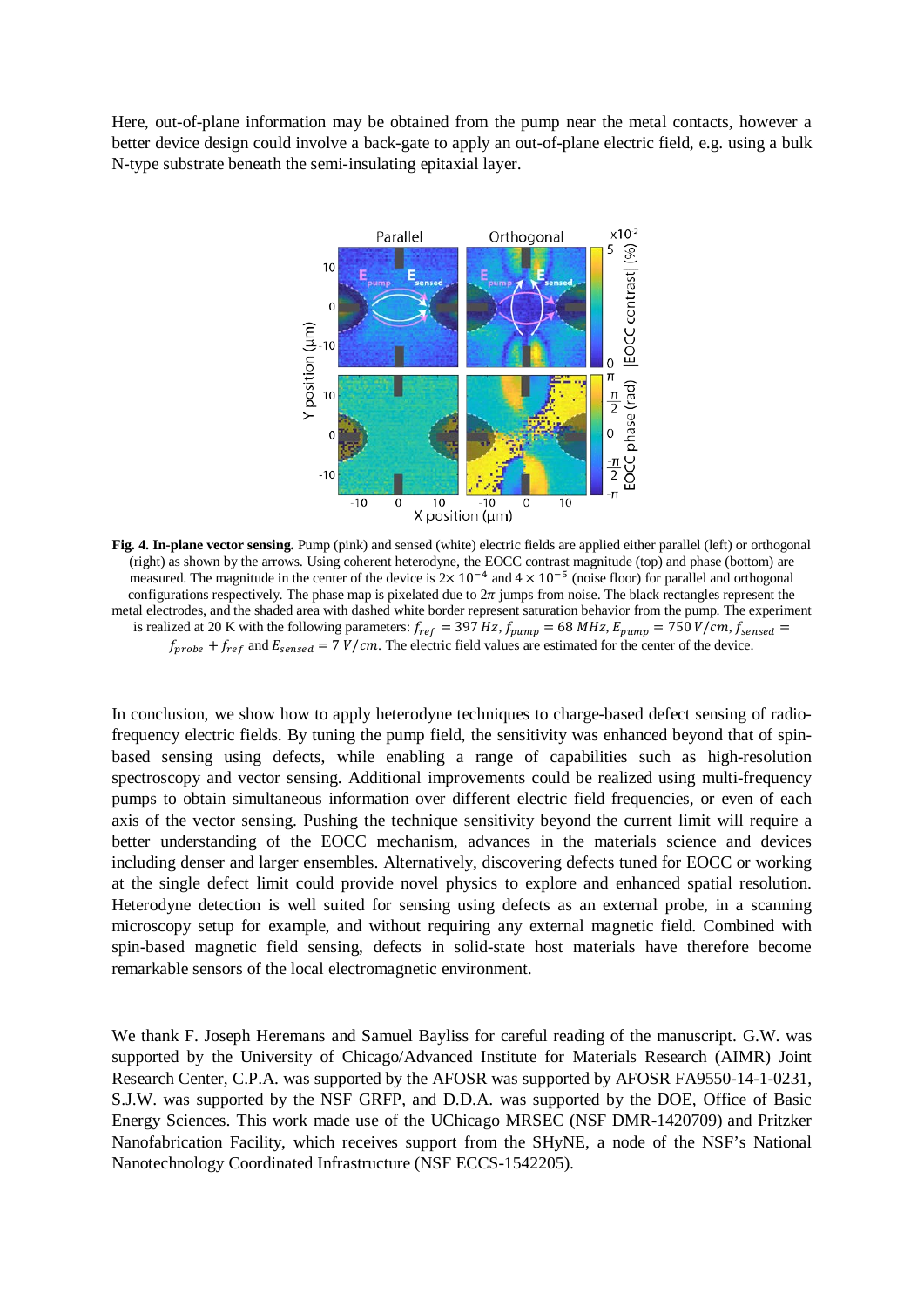Here, out-of-plane information may be obtained from the pump near the metal contacts, however a better device design could involve a back-gate to apply an out-of-plane electric field, e.g. using a bulk N-type substrate beneath the semi-insulating epitaxial layer.

**Fig. 4. In-plane vector sensing.** Pump (pink) and sensed (white) electric fields are applied either parallel (left) or orthogonal (right) as shown by the arrows. Using coherent heterodyne, the EOCC contrast magnitude (top) and phase (bottom) are measured. The magnitude in the center of the device is $2\times 10^{-4}$ and $4\times 10^{-5}$ (noise floor) for parallel and orthogonal configurations respectively. The phase map is pixelated due to $2\pi$ jumps from noise. The black rectangles represent the metal electrodes, and the shaded area with dashed white border represent saturation behavior from the pump. The experiment is realized at 20 K with the following parameters: $f_{ref} = 397\ Hz$, $f_{pump} = 68\ MHz$, $E_{pump} = 750\ V/cm$, $f_{sensed} = f_{probe} + f_{ref}$ and $E_{sensed} = 7\ V/cm$. The electric field values are estimated for the center of the device.

In conclusion, we show how to apply heterodyne techniques to charge-based defect sensing of radio-frequency electric fields. By tuning the pump field, the sensitivity was enhanced beyond that of spin-based sensing using defects, while enabling a range of capabilities such as high-resolution spectroscopy and vector sensing. Additional improvements could be realized using multi-frequency pumps to obtain simultaneous information over different electric field frequencies, or even of each axis of the vector sensing. Pushing the technique sensitivity beyond the current limit will require a better understanding of the EOCC mechanism, advances in the materials science and devices including denser and larger ensembles. Alternatively, discovering defects tuned for EOCC or working at the single defect limit could provide novel physics to explore and enhanced spatial resolution. Heterodyne detection is well suited for sensing using defects as an external probe, in a scanning microscopy setup for example, and without requiring any external magnetic field. Combined with spin-based magnetic field sensing, defects in solid-state host materials have therefore become remarkable sensors of the local electromagnetic environment.

We thank F. Joseph Heremans and Samuel Bayliss for careful reading of the manuscript. G.W. was supported by the University of Chicago/Advanced Institute for Materials Research (AIMR) Joint Research Center, C.P.A. was supported by the AFOSR was supported by AFOSR FA9550-14-1-0231, S.J.W. was supported by the NSF GRFP, and D.D.A. was supported by the DOE, Office of Basic Energy Sciences. This work made use of the UChicago MRSEC (NSF DMR-1420709) and Pritzker Nanofabrication Facility, which receives support from the SHyNE, a node of the NSF's National Nanotechnology Coordinated Infrastructure (NSF ECCS-1542205).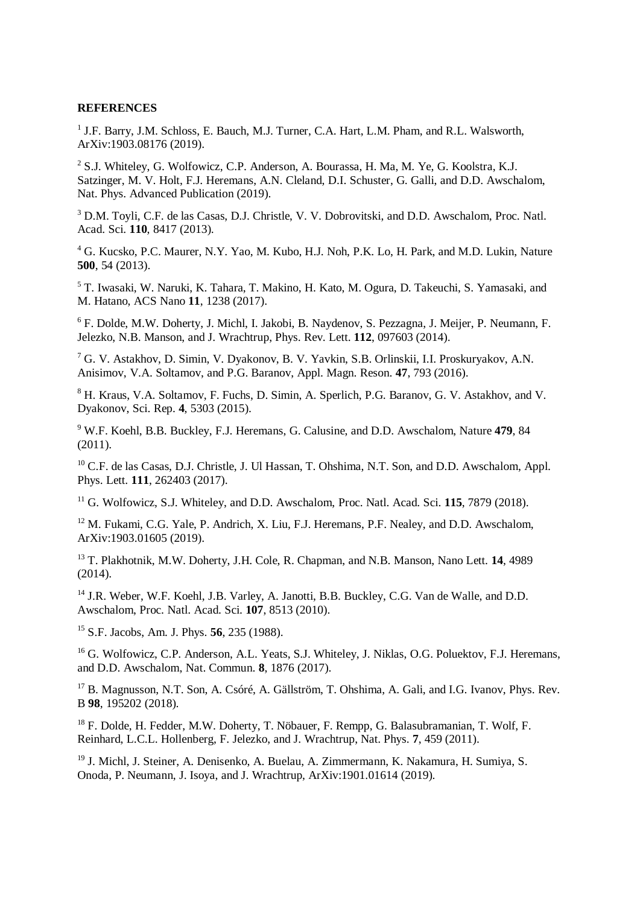**REFERENCES**

[1] J.F. Barry, J.M. Schloss, E. Bauch, M.J. Turner, C.A. Hart, L.M. Pham, and R.L. Walsworth, ArXiv:1903.08176 (2019).

[2] S.J. Whiteley, G. Wolfowicz, C.P. Anderson, A. Bourassa, H. Ma, M. Ye, G. Koolstra, K.J. Satzinger, M. V. Holt, F.J. Heremans, A.N. Cleland, D.I. Schuster, G. Galli, and D.D. Awschalom, Nat. Phys. Advanced Publication (2019).

[3] D.M. Toyli, C.F. de las Casas, D.J. Christle, V. V. Dobrovitski, and D.D. Awschalom, Proc. Natl. Acad. Sci. **110**, 8417 (2013).

[4] G. Kucsko, P.C. Maurer, N.Y. Yao, M. Kubo, H.J. Noh, P.K. Lo, H. Park, and M.D. Lukin, Nature **500**, 54 (2013).

[5] T. Iwasaki, W. Naruki, K. Tahara, T. Makino, H. Kato, M. Ogura, D. Takeuchi, S. Yamasaki, and M. Hatano, ACS Nano **11**, 1238 (2017).

[6] F. Dolde, M.W. Doherty, J. Michl, I. Jakobi, B. Naydenov, S. Pezzagna, J. Meijer, P. Neumann, F. Jelezko, N.B. Manson, and J. Wrachtrup, Phys. Rev. Lett. **112**, 097603 (2014).

[7] G. V. Astakhov, D. Simin, V. Dyakonov, B. V. Yavkin, S.B. Orlinskii, I.I. Proskuryakov, A.N. Anisimov, V.A. Soltamov, and P.G. Baranov, Appl. Magn. Reson. **47**, 793 (2016).

[8] H. Kraus, V.A. Soltamov, F. Fuchs, D. Simin, A. Sperlich, P.G. Baranov, G. V. Astakhov, and V. Dyakonov, Sci. Rep. **4**, 5303 (2015).

[9] W.F. Koehl, B.B. Buckley, F.J. Heremans, G. Calusine, and D.D. Awschalom, Nature **479**, 84 (2011).

[10] C.F. de las Casas, D.J. Christle, J. Ul Hassan, T. Ohshima, N.T. Son, and D.D. Awschalom, Appl. Phys. Lett. **111**, 262403 (2017).

[11] G. Wolfowicz, S.J. Whiteley, and D.D. Awschalom, Proc. Natl. Acad. Sci. **115**, 7879 (2018).

[12] M. Fukami, C.G. Yale, P. Andrich, X. Liu, F.J. Heremans, P.F. Nealey, and D.D. Awschalom, ArXiv:1903.01605 (2019).

[13] T. Plakhotnik, M.W. Doherty, J.H. Cole, R. Chapman, and N.B. Manson, Nano Lett. **14**, 4989 (2014).

[14] J.R. Weber, W.F. Koehl, J.B. Varley, A. Janotti, B.B. Buckley, C.G. Van de Walle, and D.D. Awschalom, Proc. Natl. Acad. Sci. **107**, 8513 (2010).

[15] S.F. Jacobs, Am. J. Phys. **56**, 235 (1988).

[16] G. Wolfowicz, C.P. Anderson, A.L. Yeats, S.J. Whiteley, J. Niklas, O.G. Poluektov, F.J. Heremans, and D.D. Awschalom, Nat. Commun. **8**, 1876 (2017).

[17] B. Magnusson, N.T. Son, A. Csóré, A. Gällström, T. Ohshima, A. Gali, and I.G. Ivanov, Phys. Rev. B **98**, 195202 (2018).

[18] F. Dolde, H. Fedder, M.W. Doherty, T. Nöbauer, F. Rempp, G. Balasubramanian, T. Wolf, F. Reinhard, L.C.L. Hollenberg, F. Jelezko, and J. Wrachtrup, Nat. Phys. **7**, 459 (2011).

[19] J. Michl, J. Steiner, A. Denisenko, A. Buelau, A. Zimmermann, K. Nakamura, H. Sumiya, S. Onoda, P. Neumann, J. Isoya, and J. Wrachtrup, ArXiv:1901.01614 (2019).